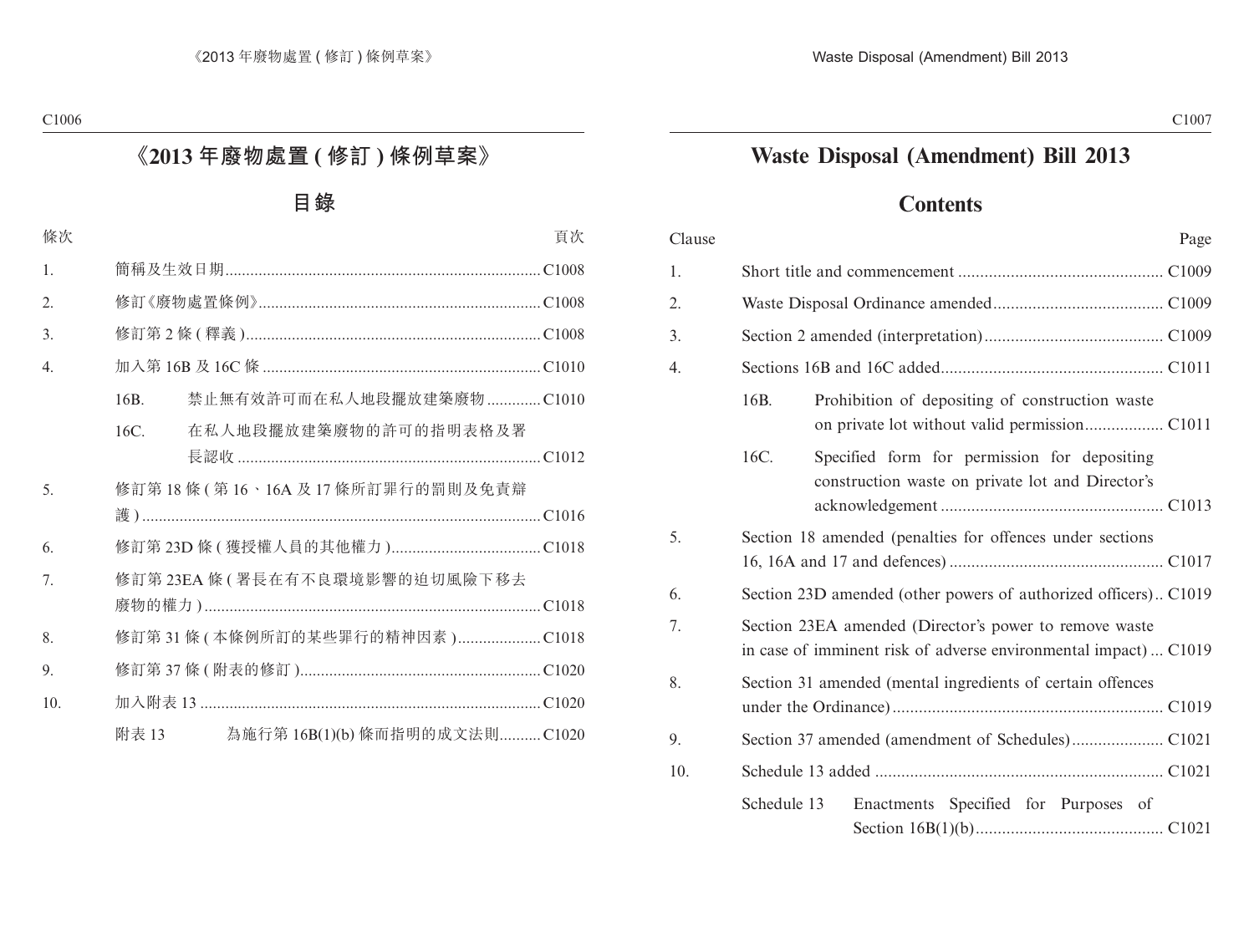# 《2013 年廢物處置 ( 修訂 ) 條例草案》

## 目錄

| 條次 | | | 頁次 |
|---|---|---|---|
| 1. | 簡稱及生效日期 | | C1008 |
| 2. | 修訂《廢物處置條例》 | | C1008 |
| 3. | 修訂第 2 條 ( 釋義 ) | | C1008 |
| 4. | 加入第 16B 及 16C 條 | | C1010 |
| | 16B. | 禁止無有效許可而在私人地段擺放建築廢物 | C1010 |
| | 16C. | 在私人地段擺放建築廢物的許可的指明表格及署長認收 | C1012 |
| 5. | 修訂第 18 條 ( 第 16、16A 及 17 條所訂罪行的罰則及免責辯護 ) | | C1016 |
| 6. | 修訂第 23D 條 ( 獲授權人員的其他權力 ) | | C1018 |
| 7. | 修訂第 23EA 條 ( 署長在有不良環境影響的迫切風險下移去廢物的權力 ) | | C1018 |
| 8. | 修訂第 31 條 ( 本條例所訂的某些罪行的精神因素 ) | | C1018 |
| 9. | 修訂第 37 條 ( 附表的修訂 ) | | C1020 |
| 10. | 加入附表 13 | | C1020 |
| | 附表 13 | 為施行第 16B(1)(b) 條而指明的成文法則 | C1020 |

# Waste Disposal (Amendment) Bill 2013

## Contents

| Clause | | | Page |
|---|---|---|---|
| 1. | Short title and commencement | | C1009 |
| 2. | Waste Disposal Ordinance amended | | C1009 |
| 3. | Section 2 amended (interpretation) | | C1009 |
| 4. | Sections 16B and 16C added | | C1011 |
| | 16B. | Prohibition of depositing of construction waste on private lot without valid permission | C1011 |
| | 16C. | Specified form for permission for depositing construction waste on private lot and Director's acknowledgement | C1013 |
| 5. | Section 18 amended (penalties for offences under sections 16, 16A and 17 and defences) | | C1017 |
| 6. | Section 23D amended (other powers of authorized officers) | | C1019 |
| 7. | Section 23EA amended (Director's power to remove waste in case of imminent risk of adverse environmental impact) | | C1019 |
| 8. | Section 31 amended (mental ingredients of certain offences under the Ordinance) | | C1019 |
| 9. | Section 37 amended (amendment of Schedules) | | C1021 |
| 10. | Schedule 13 added | | C1021 |
| | Schedule 13 | Enactments Specified for Purposes of Section 16B(1)(b) | C1021 |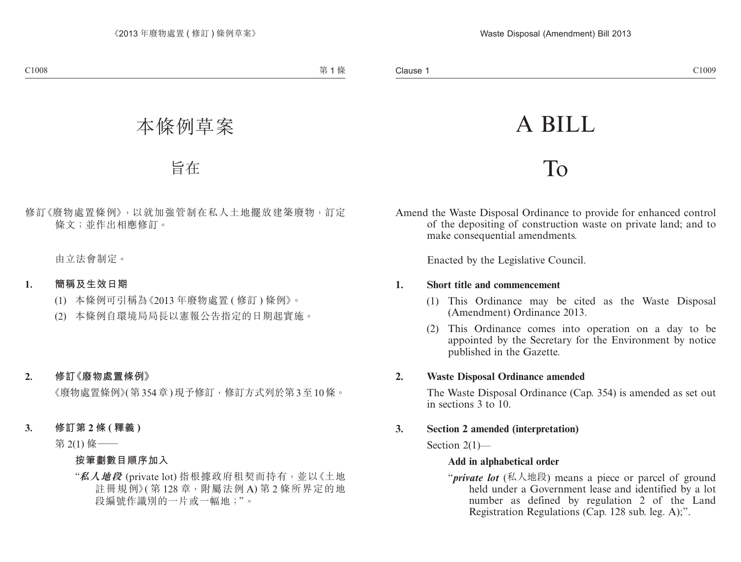# 本條例草案

## 旨在

修訂《廢物處置條例》，以就加強管制在私人土地擺放建築廢物，訂定條文；並作出相應修訂。

由立法會制定。

**1. 簡稱及生效日期**

(1) 本條例可引稱為《2013 年廢物處置 (修訂) 條例》。

(2) 本條例自環境局局長以憲報公告指定的日期起實施。

**2. 修訂《廢物處置條例》**

《廢物處置條例》(第 354 章) 現予修訂，修訂方式列於第 3 至 10 條。

**3. 修訂第 2 條 (釋義)**

第 2(1) 條——

**按筆劃數目順序加入**

"***私人地段*** (private lot) 指根據政府租契而持有，並以《土地註冊規例》(第 128 章，附屬法例 A) 第 2 條所界定的地段編號作識別的一片或一幅地；"。

# A BILL

## To

Amend the Waste Disposal Ordinance to provide for enhanced control of the depositing of construction waste on private land; and to make consequential amendments.

Enacted by the Legislative Council.

**1. Short title and commencement**

(1) This Ordinance may be cited as the Waste Disposal (Amendment) Ordinance 2013.

(2) This Ordinance comes into operation on a day to be appointed by the Secretary for the Environment by notice published in the Gazette.

**2. Waste Disposal Ordinance amended**

The Waste Disposal Ordinance (Cap. 354) is amended as set out in sections 3 to 10.

**3. Section 2 amended (interpretation)**

Section 2(1)—

**Add in alphabetical order**

"***private lot*** (私人地段) means a piece or parcel of ground held under a Government lease and identified by a lot number as defined by regulation 2 of the Land Registration Regulations (Cap. 128 sub. leg. A);".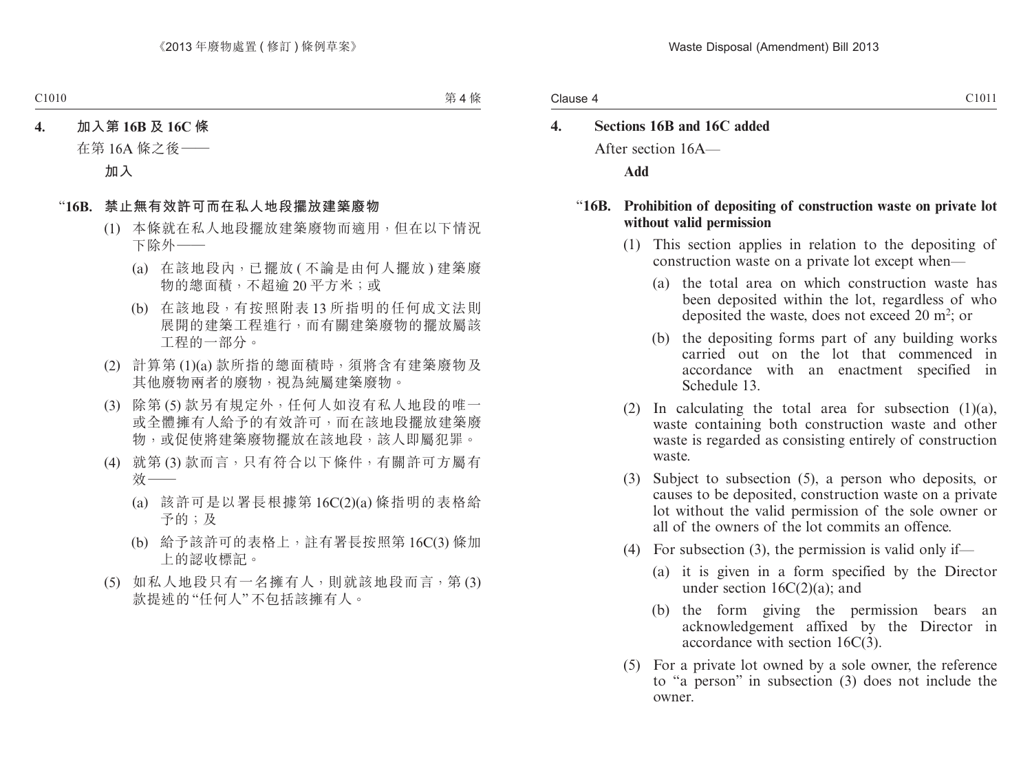**4. 加入第 16B 及 16C 條**

在第 16A 條之後——

**加入**

“**16B. 禁止無有效許可而在私人地段擺放建築廢物**

(1) 本條就在私人地段擺放建築廢物而適用，但在以下情況下除外——

(a) 在該地段內，已擺放 (不論是由何人擺放) 建築廢物的總面積，不超逾 20 平方米；或

(b) 在該地段，有按照附表 13 所指明的任何成文法則展開的建築工程進行，而有關建築廢物的擺放屬該工程的一部分。

(2) 計算第 (1)(a) 款所指的總面積時，須將含有建築廢物及其他廢物兩者的廢物，視為純屬建築廢物。

(3) 除第 (5) 款另有規定外，任何人如沒有私人地段的唯一或全體擁有人給予的有效許可，而在該地段擺放建築廢物，或促使將建築廢物擺放在該地段，該人即屬犯罪。

(4) 就第 (3) 款而言，只有符合以下條件，有關許可方屬有效——

(a) 該許可是以署長根據第 16C(2)(a) 條指明的表格給予的；及

(b) 給予該許可的表格上，註有署長按照第 16C(3) 條加上的認收標記。

(5) 如私人地段只有一名擁有人，則就該地段而言，第 (3) 款提述的“任何人”不包括該擁有人。

**4. Sections 16B and 16C added**

After section 16A—

**Add**

“**16B. Prohibition of depositing of construction waste on private lot without valid permission**

(1) This section applies in relation to the depositing of construction waste on a private lot except when—

(a) the total area on which construction waste has been deposited within the lot, regardless of who deposited the waste, does not exceed 20 $m^2$; or

(b) the depositing forms part of any building works carried out on the lot that commenced in accordance with an enactment specified in Schedule 13.

(2) In calculating the total area for subsection (1)(a), waste containing both construction waste and other waste is regarded as consisting entirely of construction waste.

(3) Subject to subsection (5), a person who deposits, or causes to be deposited, construction waste on a private lot without the valid permission of the sole owner or all of the owners of the lot commits an offence.

(4) For subsection (3), the permission is valid only if—

(a) it is given in a form specified by the Director under section 16C(2)(a); and

(b) the form giving the permission bears an acknowledgement affixed by the Director in accordance with section 16C(3).

(5) For a private lot owned by a sole owner, the reference to “a person” in subsection (3) does not include the owner.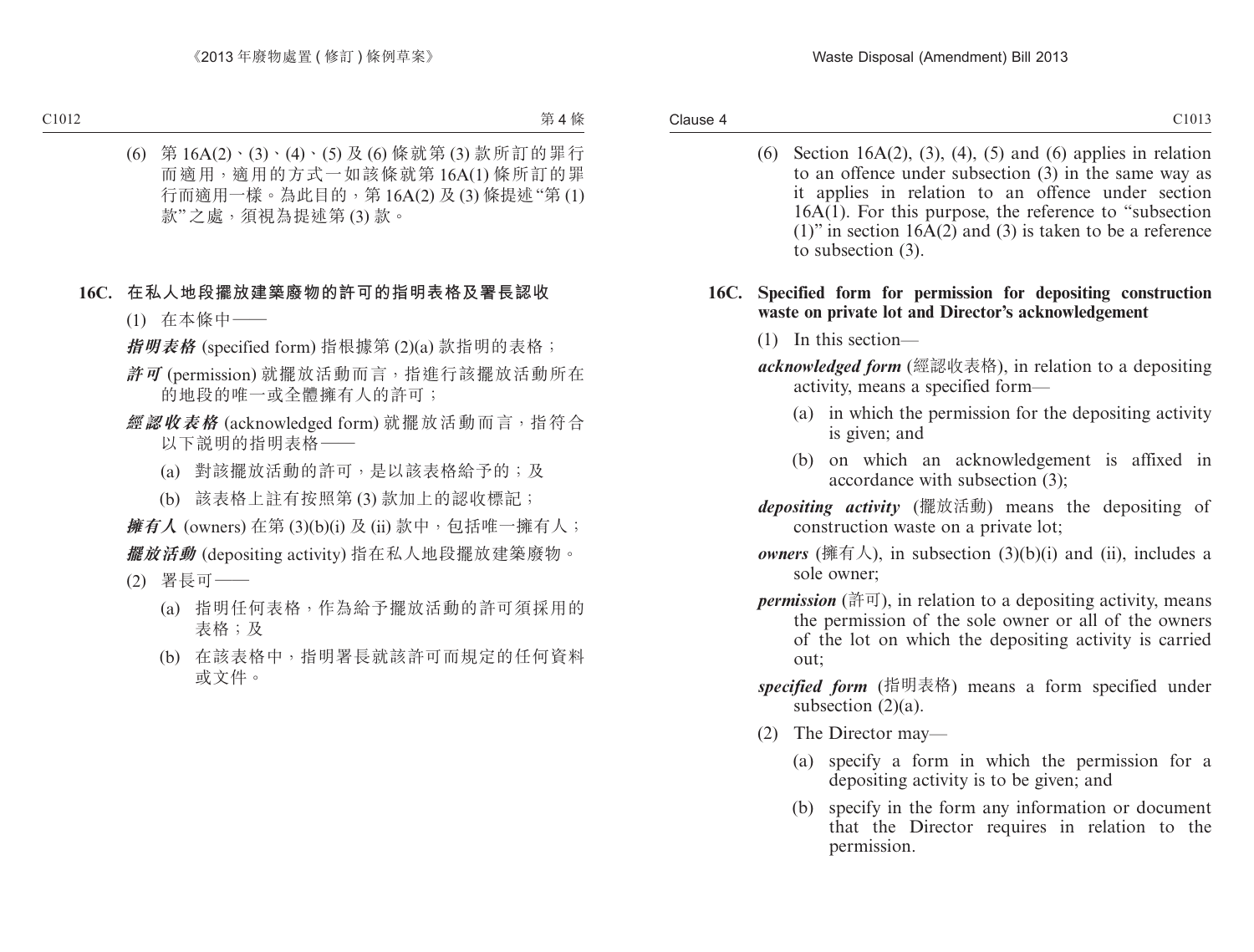(6) 第 16A(2)、(3)、(4)、(5) 及 (6) 條就第 (3) 款所訂的罪行而適用，適用的方式一如該條就第 16A(1) 條所訂的罪行而適用一樣。為此目的，第 16A(2) 及 (3) 條提述 “第 (1) 款” 之處，須視為提述第 (3) 款。

### 16C. 在私人地段擺放建築廢物的許可的指明表格及署長認收

(1) 在本條中——

***指明表格*** (specified form) 指根據第 (2)(a) 款指明的表格；

***許可*** (permission) 就擺放活動而言，指進行該擺放活動所在的地段的唯一或全體擁有人的許可；

***經認收表格*** (acknowledged form) 就擺放活動而言，指符合以下說明的指明表格——

(a) 對該擺放活動的許可，是以該表格給予的；及

(b) 該表格上註有按照第 (3) 款加上的認收標記；

***擁有人*** (owners) 在第 (3)(b)(i) 及 (ii) 款中，包括唯一擁有人；

***擺放活動*** (depositing activity) 指在私人地段擺放建築廢物。

(2) 署長可——

(a) 指明任何表格，作為給予擺放活動的許可須採用的表格；及

(b) 在該表格中，指明署長就該許可而規定的任何資料或文件。

(6) Section 16A(2), (3), (4), (5) and (6) applies in relation to an offence under subsection (3) in the same way as it applies in relation to an offence under section 16A(1). For this purpose, the reference to “subsection (1)” in section 16A(2) and (3) is taken to be a reference to subsection (3).

### 16C. Specified form for permission for depositing construction waste on private lot and Director’s acknowledgement

(1) In this section—

***acknowledged form*** (經認收表格), in relation to a depositing activity, means a specified form—

(a) in which the permission for the depositing activity is given; and

(b) on which an acknowledgement is affixed in accordance with subsection (3);

***depositing activity*** (擺放活動) means the depositing of construction waste on a private lot;

***owners*** (擁有人), in subsection (3)(b)(i) and (ii), includes a sole owner;

***permission*** (許可), in relation to a depositing activity, means the permission of the sole owner or all of the owners of the lot on which the depositing activity is carried out;

***specified form*** (指明表格) means a form specified under subsection (2)(a).

(2) The Director may—

(a) specify a form in which the permission for a depositing activity is to be given; and

(b) specify in the form any information or document that the Director requires in relation to the permission.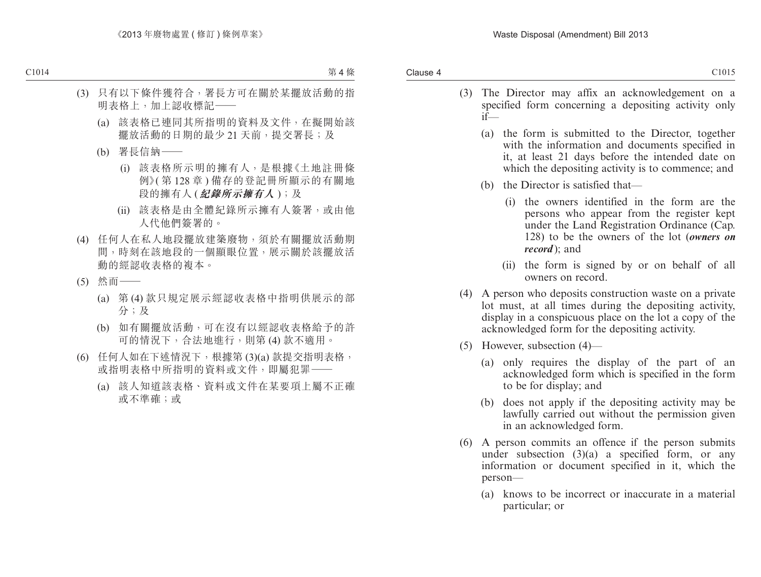(3) 只有以下條件獲符合，署長方可在關於某擺放活動的指明表格上，加上認收標記——

(a) 該表格已連同其所指明的資料及文件，在擬開始該擺放活動的日期的最少 21 天前，提交署長；及

(b) 署長信納——

(i) 該表格所示明的擁有人，是根據《土地註冊條例》(第 128 章) 備存的登記冊所顯示的有關地段的擁有人 (***紀錄所示擁有人***)；及

(ii) 該表格是由全體紀錄所示擁有人簽署，或由他人代他們簽署的。

(4) 任何人在私人地段擺放建築廢物，須於有關擺放活動期間，時刻在該地段的一個顯眼位置，展示關於該擺放活動的經認收表格的複本。

(5) 然而——

(a) 第 (4) 款只規定展示經認收表格中指明供展示的部分；及

(b) 如有關擺放活動，可在沒有以經認收表格給予的許可的情況下，合法地進行，則第 (4) 款不適用。

(6) 任何人如在下述情況下，根據第 (3)(a) 款提交指明表格，或指明表格中所指明的資料或文件，即屬犯罪——

(a) 該人知道該表格、資料或文件在某要項上屬不正確或不準確；或

(3) The Director may affix an acknowledgement on a specified form concerning a depositing activity only if—

(a) the form is submitted to the Director, together with the information and documents specified in it, at least 21 days before the intended date on which the depositing activity is to commence; and

(b) the Director is satisfied that—

(i) the owners identified in the form are the persons who appear from the register kept under the Land Registration Ordinance (Cap. 128) to be the owners of the lot (***owners on record***); and

(ii) the form is signed by or on behalf of all owners on record.

(4) A person who deposits construction waste on a private lot must, at all times during the depositing activity, display in a conspicuous place on the lot a copy of the acknowledged form for the depositing activity.

(5) However, subsection (4)—

(a) only requires the display of the part of an acknowledged form which is specified in the form to be for display; and

(b) does not apply if the depositing activity may be lawfully carried out without the permission given in an acknowledged form.

(6) A person commits an offence if the person submits under subsection (3)(a) a specified form, or any information or document specified in it, which the person—

(a) knows to be incorrect or inaccurate in a material particular; or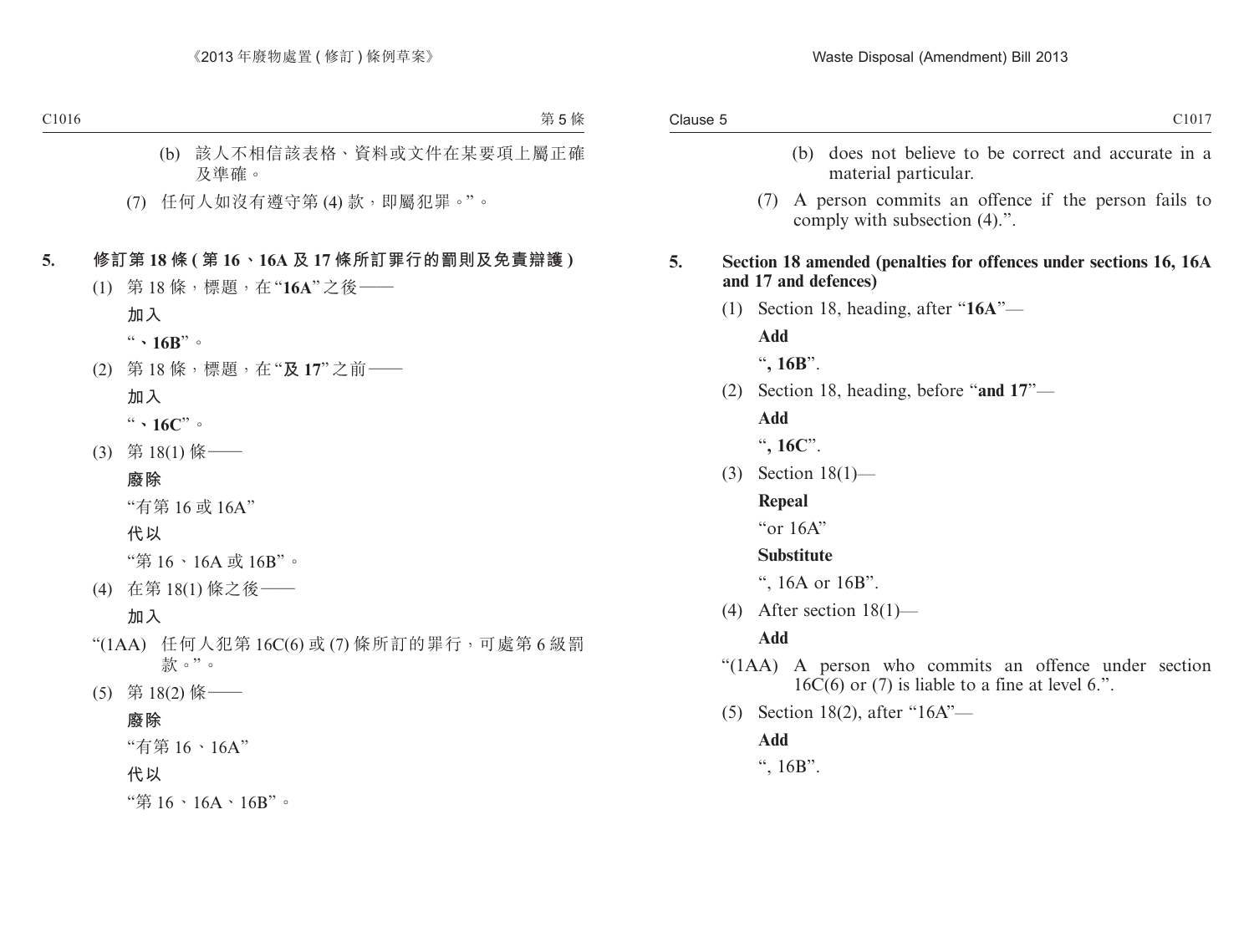(b) 該人不相信該表格、資料或文件在某要項上屬正確及準確。

(7) 任何人如沒有遵守第 (4) 款，即屬犯罪。”。

**5. 修訂第 18 條 (第 16、16A 及 17 條所訂罪行的罰則及免責辯護)**

(1) 第 18 條，標題，在“**16A**”之後——

**加入**

“**、16B**”。

(2) 第 18 條，標題，在“**及 17**”之前——

**加入**

“**、16C**”。

(3) 第 18(1) 條——

**廢除**

“有第 16 或 16A”

**代以**

“第 16、16A 或 16B”。

(4) 在第 18(1) 條之後——

**加入**

“(1AA) 任何人犯第 16C(6) 或 (7) 條所訂的罪行，可處第 6 級罰款。”。

(5) 第 18(2) 條——

**廢除**

“有第 16、16A”

**代以**

“第 16、16A、16B”。

(b) does not believe to be correct and accurate in a material particular.

(7) A person commits an offence if the person fails to comply with subsection (4).”.

**5. Section 18 amended (penalties for offences under sections 16, 16A and 17 and defences)**

(1) Section 18, heading, after “**16A**”—

**Add**

“**, 16B**”.

(2) Section 18, heading, before “**and 17**”—

**Add**

“**, 16C**”.

(3) Section 18(1)—

**Repeal**

“or 16A”

**Substitute**

“, 16A or 16B”.

(4) After section 18(1)—

**Add**

“(1AA) A person who commits an offence under section 16C(6) or (7) is liable to a fine at level 6.”.

(5) Section 18(2), after “16A”—

**Add**

“, 16B”.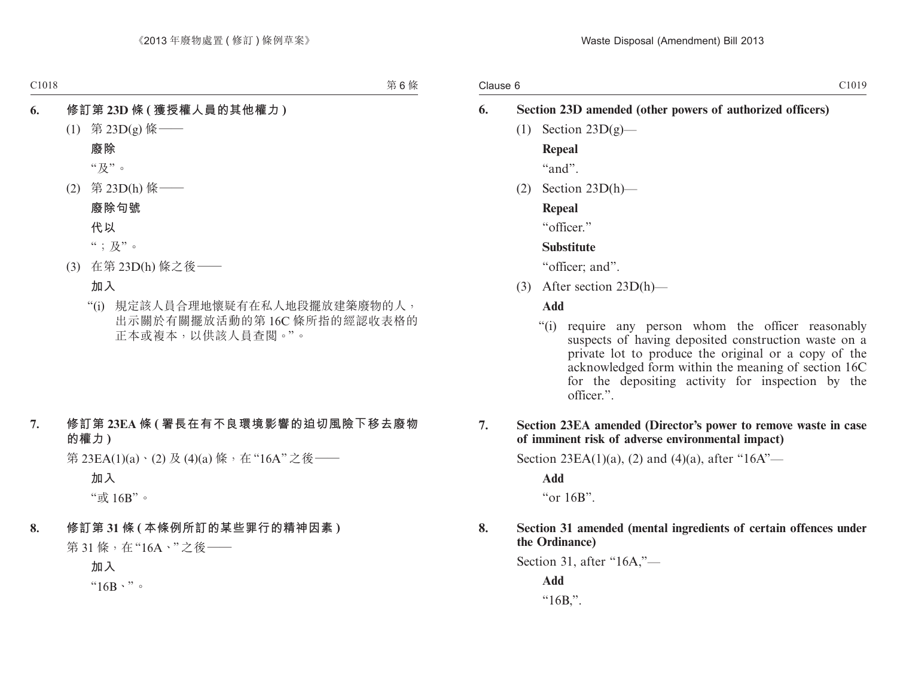**6. 修訂第 23D 條 (獲授權人員的其他權力)**

(1) 第 23D(g) 條——

**廢除**

“及”。

(2) 第 23D(h) 條——

**廢除句號**

**代以**

“；及”。

(3) 在第 23D(h) 條之後——

**加入**

“(i) 規定該人員合理地懷疑有在私人地段擺放建築廢物的人，出示關於有關擺放活動的第 16C 條所指的經認收表格的正本或複本，以供該人員查閱。”。

**7. 修訂第 23EA 條 (署長在有不良環境影響的迫切風險下移去廢物的權力)**

第 23EA(1)(a)、(2) 及 (4)(a) 條，在“16A”之後——

**加入**

“或 16B”。

**8. 修訂第 31 條 (本條例所訂的某些罪行的精神因素)**

第 31 條，在“16A、”之後——

**加入**

“16B、”。

**6. Section 23D amended (other powers of authorized officers)**

(1) Section 23D(g)—

**Repeal**

“and”.

(2) Section 23D(h)—

**Repeal**

“officer.”

**Substitute**

“officer; and”.

(3) After section 23D(h)—

**Add**

“(i) require any person whom the officer reasonably suspects of having deposited construction waste on a private lot to produce the original or a copy of the acknowledged form within the meaning of section 16C for the depositing activity for inspection by the officer.”.

**7. Section 23EA amended (Director’s power to remove waste in case of imminent risk of adverse environmental impact)**

Section 23EA(1)(a), (2) and (4)(a), after “16A”—

**Add**

“or 16B”.

**8. Section 31 amended (mental ingredients of certain offences under the Ordinance)**

Section 31, after “16A,”—

**Add**

“16B,”.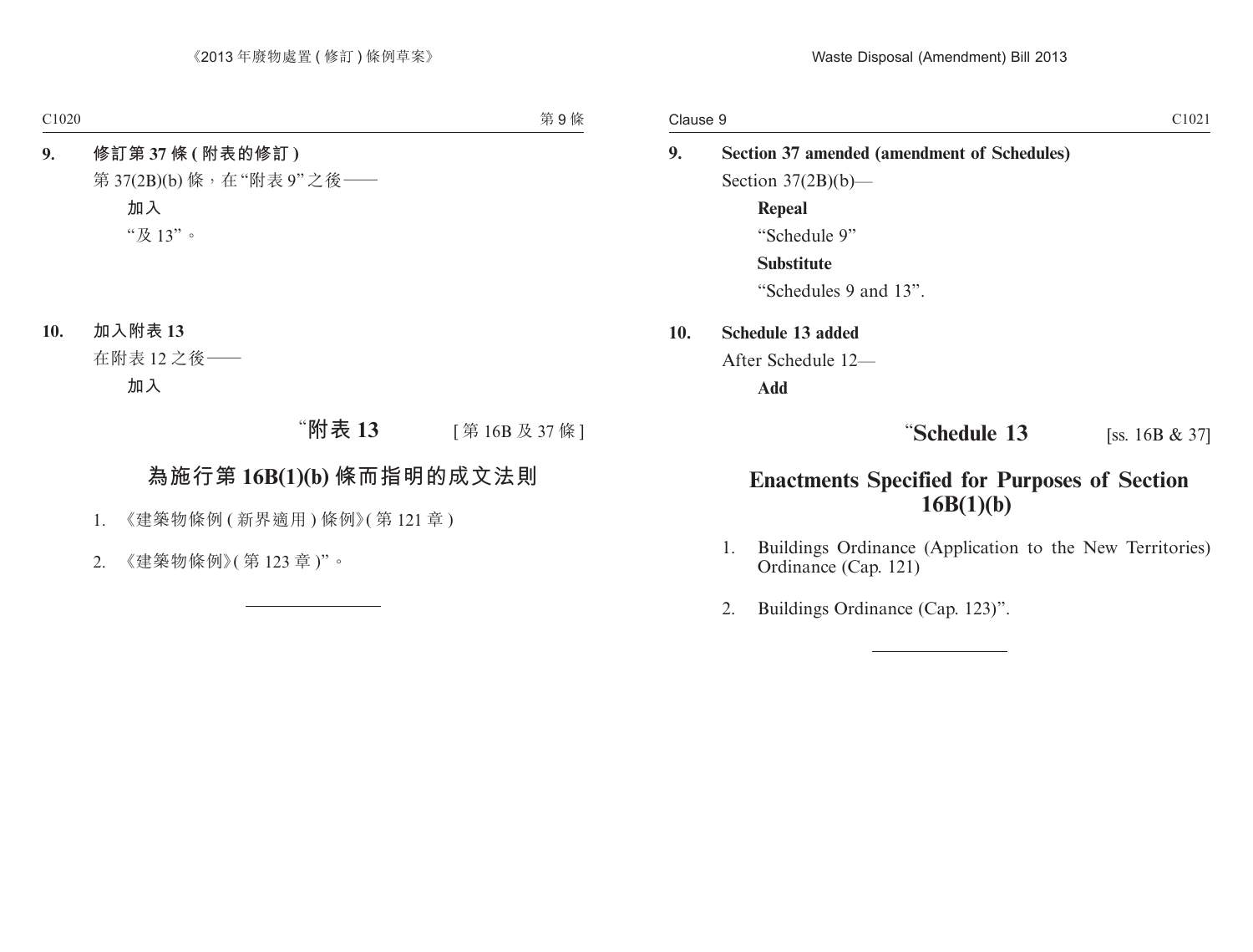**9. 修訂第 37 條 (附表的修訂)**

第 37(2B)(b) 條，在“附表 9”之後——

**加入**

“及 13”。

**10. 加入附表 13**

在附表 12 之後——

**加入**

## “附表 13 [第 16B 及 37 條]

## 為施行第 16B(1)(b) 條而指明的成文法則

1. 《建築物條例 (新界適用) 條例》(第 121 章)
2. 《建築物條例》(第 123 章)”。

---

**9. Section 37 amended (amendment of Schedules)**

Section 37(2B)(b)—

**Repeal**

“Schedule 9”

**Substitute**

“Schedules 9 and 13”.

**10. Schedule 13 added**

After Schedule 12—

**Add**

## “Schedule 13 [ss. 16B & 37]

## Enactments Specified for Purposes of Section 16B(1)(b)

1. Buildings Ordinance (Application to the New Territories) Ordinance (Cap. 121)
2. Buildings Ordinance (Cap. 123)”.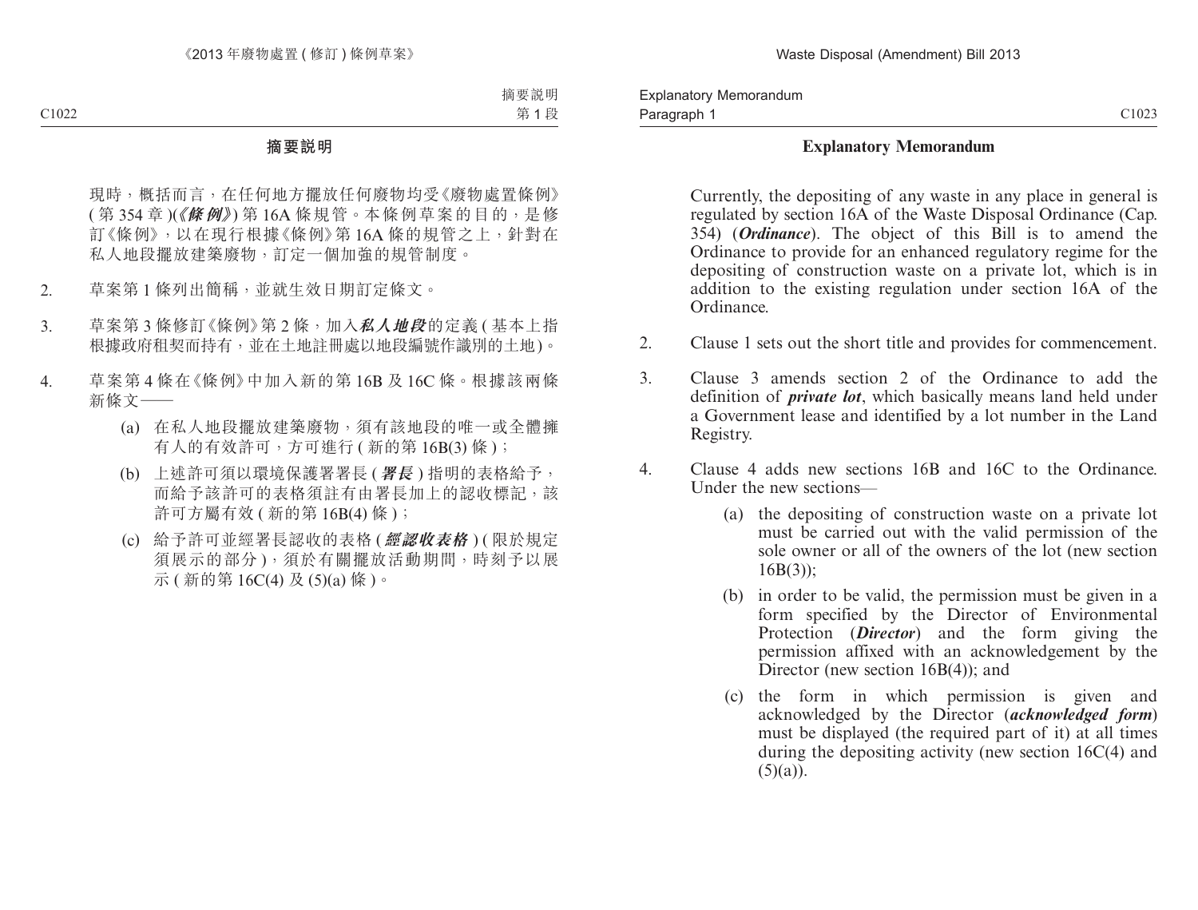## 摘要說明

現時，概括而言，在任何地方擺放任何廢物均受《廢物處置條例》(第 354 章 )(***《條例》***) 第 16A 條規管。本條例草案的目的，是修訂《條例》，以在現行根據《條例》第 16A 條的規管之上，針對在私人地段擺放建築廢物，訂定一個加強的規管制度。

2. 草案第 1 條列出簡稱，並就生效日期訂定條文。

3. 草案第 3 條修訂《條例》第 2 條，加入***私人地段***的定義 ( 基本上指根據政府租契而持有，並在土地註冊處以地段編號作識別的土地 )。

4. 草案第 4 條在《條例》中加入新的第 16B 及 16C 條。根據該兩條新條文——

   (a) 在私人地段擺放建築廢物，須有該地段的唯一或全體擁有人的有效許可，方可進行 ( 新的第 16B(3) 條 )；

   (b) 上述許可須以環境保護署署長 (***署長***) 指明的表格給予，而給予該許可的表格須註有由署長加上的認收標記，該許可方屬有效 ( 新的第 16B(4) 條 )；

   (c) 給予許可並經署長認收的表格 (***經認收表格***) ( 限於規定須展示的部分 )，須於有關擺放活動期間，時刻予以展示 ( 新的第 16C(4) 及 (5)(a) 條 )。

## Explanatory Memorandum

Currently, the depositing of any waste in any place in general is regulated by section 16A of the Waste Disposal Ordinance (Cap. 354) (***Ordinance***). The object of this Bill is to amend the Ordinance to provide for an enhanced regulatory regime for the depositing of construction waste on a private lot, which is in addition to the existing regulation under section 16A of the Ordinance.

2. Clause 1 sets out the short title and provides for commencement.

3. Clause 3 amends section 2 of the Ordinance to add the definition of ***private lot***, which basically means land held under a Government lease and identified by a lot number in the Land Registry.

4. Clause 4 adds new sections 16B and 16C to the Ordinance. Under the new sections—

   (a) the depositing of construction waste on a private lot must be carried out with the valid permission of the sole owner or all of the owners of the lot (new section 16B(3));

   (b) in order to be valid, the permission must be given in a form specified by the Director of Environmental Protection (***Director***) and the form giving the permission affixed with an acknowledgement by the Director (new section 16B(4)); and

   (c) the form in which permission is given and acknowledged by the Director (***acknowledged form***) must be displayed (the required part of it) at all times during the depositing activity (new section 16C(4) and (5)(a)).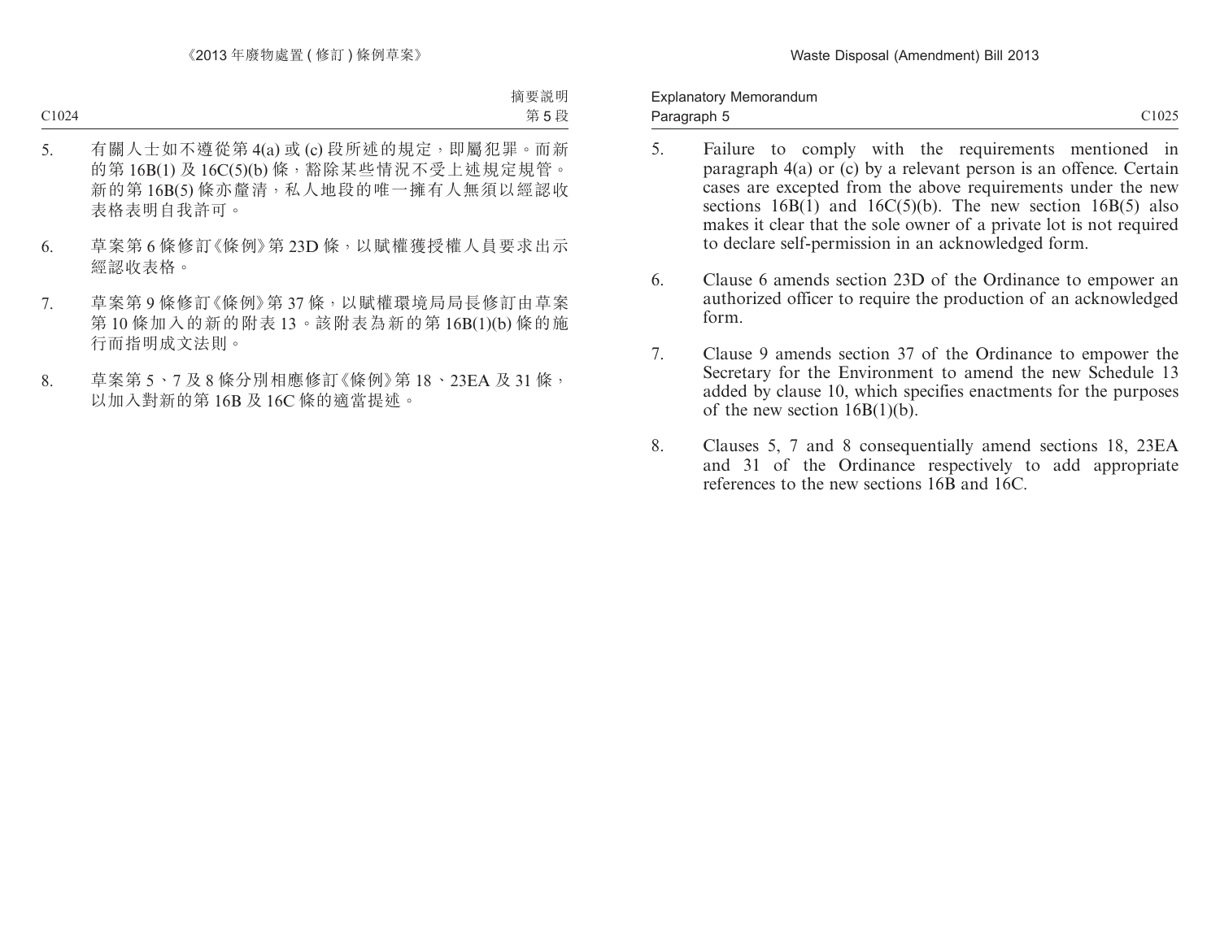5. 有關人士如不遵從第 4(a) 或 (c) 段所述的規定，即屬犯罪。而新的第 16B(1) 及 16C(5)(b) 條，豁除某些情況不受上述規定規管。新的第 16B(5) 條亦釐清，私人地段的唯一擁有人無須以經認收表格表明自我許可。

6. 草案第 6 條修訂《條例》第 23D 條，以賦權獲授權人員要求出示經認收表格。

7. 草案第 9 條修訂《條例》第 37 條，以賦權環境局局長修訂由草案第 10 條加入的新的附表 13。該附表為新的第 16B(1)(b) 條的施行而指明成文法則。

8. 草案第 5、7 及 8 條分別相應修訂《條例》第 18、23EA 及 31 條，以加入對新的第 16B 及 16C 條的適當提述。

5. Failure to comply with the requirements mentioned in paragraph 4(a) or (c) by a relevant person is an offence. Certain cases are excepted from the above requirements under the new sections 16B(1) and 16C(5)(b). The new section 16B(5) also makes it clear that the sole owner of a private lot is not required to declare self-permission in an acknowledged form.

6. Clause 6 amends section 23D of the Ordinance to empower an authorized officer to require the production of an acknowledged form.

7. Clause 9 amends section 37 of the Ordinance to empower the Secretary for the Environment to amend the new Schedule 13 added by clause 10, which specifies enactments for the purposes of the new section 16B(1)(b).

8. Clauses 5, 7 and 8 consequentially amend sections 18, 23EA and 31 of the Ordinance respectively to add appropriate references to the new sections 16B and 16C.